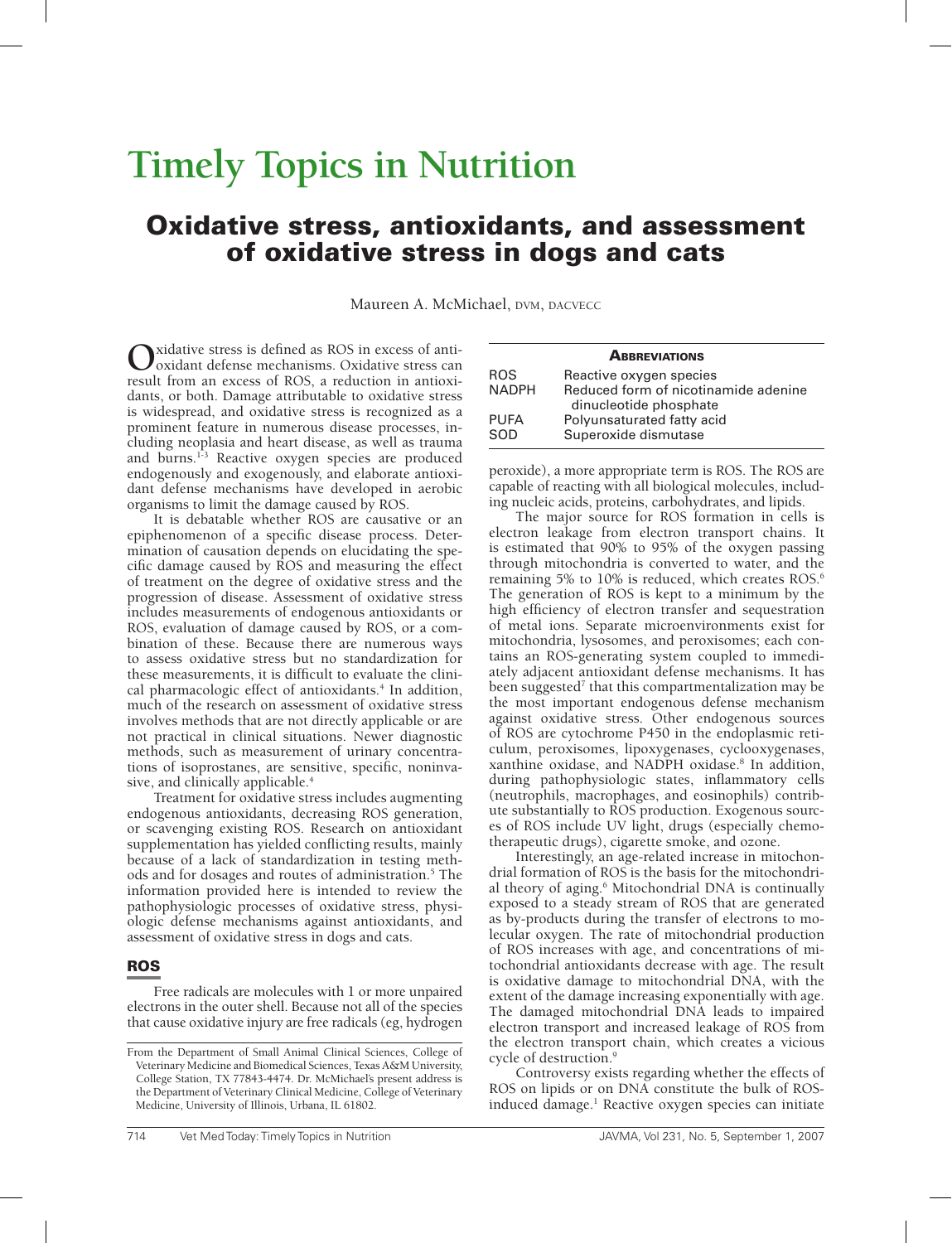# Timely Topics in Nutrition

## Oxidative stress, antioxidants, and assessment of oxidative stress in dogs and cats

Maureen A. McMichael, DVM, DACVECC

| ABBREVIATIONS | |
|---|---|
| ROS | Reactive oxygen species |
| NADPH | Reduced form of nicotinamide adenine dinucleotide phosphate |
| PUFA | Polyunsaturated fatty acid |
| SOD | Superoxide dismutase |

Oxidative stress is defined as ROS in excess of antioxidant defense mechanisms. Oxidative stress can result from an excess of ROS, a reduction in antioxidants, or both. Damage attributable to oxidative stress is widespread, and oxidative stress is recognized as a prominent feature in numerous disease processes, including neoplasia and heart disease, as well as trauma and burns.[1-3] Reactive oxygen species are produced endogenously and exogenously, and elaborate antioxidant defense mechanisms have developed in aerobic organisms to limit the damage caused by ROS.

It is debatable whether ROS are causative or an epiphenomenon of a specific disease process. Determination of causation depends on elucidating the specific damage caused by ROS and measuring the effect of treatment on the degree of oxidative stress and the progression of disease. Assessment of oxidative stress includes measurements of endogenous antioxidants or ROS, evaluation of damage caused by ROS, or a combination of these. Because there are numerous ways to assess oxidative stress but no standardization for these measurements, it is difficult to evaluate the clinical pharmacologic effect of antioxidants.[4] In addition, much of the research on assessment of oxidative stress involves methods that are not directly applicable or are not practical in clinical situations. Newer diagnostic methods, such as measurement of urinary concentrations of isoprostanes, are sensitive, specific, noninvasive, and clinically applicable.[4]

Treatment for oxidative stress includes augmenting endogenous antioxidants, decreasing ROS generation, or scavenging existing ROS. Research on antioxidant supplementation has yielded conflicting results, mainly because of a lack of standardization in testing methods and for dosages and routes of administration.[5] The information provided here is intended to review the pathophysiologic processes of oxidative stress, physiologic defense mechanisms against antioxidants, and assessment of oxidative stress in dogs and cats.

## ROS

Free radicals are molecules with 1 or more unpaired electrons in the outer shell. Because not all of the species that cause oxidative injury are free radicals (eg, hydrogen peroxide), a more appropriate term is ROS. The ROS are capable of reacting with all biological molecules, including nucleic acids, proteins, carbohydrates, and lipids.

The major source for ROS formation in cells is electron leakage from electron transport chains. It is estimated that 90% to 95% of the oxygen passing through mitochondria is converted to water, and the remaining 5% to 10% is reduced, which creates ROS.[6] The generation of ROS is kept to a minimum by the high efficiency of electron transfer and sequestration of metal ions. Separate microenvironments exist for mitochondria, lysosomes, and peroxisomes; each contains an ROS-generating system coupled to immediately adjacent antioxidant defense mechanisms. It has been suggested[7] that this compartmentalization may be the most important endogenous defense mechanism against oxidative stress. Other endogenous sources of ROS are cytochrome P450 in the endoplasmic reticulum, peroxisomes, lipoxygenases, cyclooxygenases, xanthine oxidase, and NADPH oxidase.[8] In addition, during pathophysiologic states, inflammatory cells (neutrophils, macrophages, and eosinophils) contribute substantially to ROS production. Exogenous sources of ROS include UV light, drugs (especially chemotherapeutic drugs), cigarette smoke, and ozone.

Interestingly, an age-related increase in mitochondrial formation of ROS is the basis for the mitochondrial theory of aging.[6] Mitochondrial DNA is continually exposed to a steady stream of ROS that are generated as by-products during the transfer of electrons to molecular oxygen. The rate of mitochondrial production of ROS increases with age, and concentrations of mitochondrial antioxidants decrease with age. The result is oxidative damage to mitochondrial DNA, with the extent of the damage increasing exponentially with age. The damaged mitochondrial DNA leads to impaired electron transport and increased leakage of ROS from the electron transport chain, which creates a vicious cycle of destruction.[9]

Controversy exists regarding whether the effects of ROS on lipids or on DNA constitute the bulk of ROS-induced damage.[1] Reactive oxygen species can initiate

From the Department of Small Animal Clinical Sciences, College of Veterinary Medicine and Biomedical Sciences, Texas A&M University, College Station, TX 77843-4474. Dr. McMichael's present address is the Department of Veterinary Clinical Medicine, College of Veterinary Medicine, University of Illinois, Urbana, IL 61802.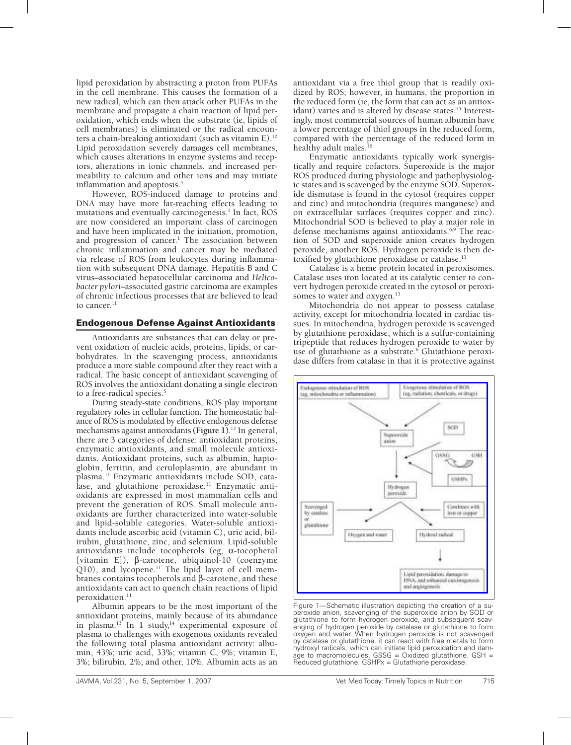lipid peroxidation by abstracting a proton from PUFAs in the cell membrane. This causes the formation of a new radical, which can then attack other PUFAs in the membrane and propagate a chain reaction of lipid peroxidation, which ends when the substrate (ie, lipids of cell membranes) is eliminated or the radical encounters a chain-breaking antioxidant (such as vitamin E).[10] Lipid peroxidation severely damages cell membranes, which causes alterations in enzyme systems and receptors, alterations in ionic channels, and increased permeability to calcium and other ions and may initiate inflammation and apoptosis.[4]

However, ROS-induced damage to proteins and DNA may have more far-reaching effects leading to mutations and eventually carcinogenesis.[1] In fact, ROS are now considered an important class of carcinogen and have been implicated in the initiation, promotion, and progression of cancer.[1] The association between chronic inflammation and cancer may be mediated via release of ROS from leukocytes during inflammation with subsequent DNA damage. Hepatitis B and C virus–associated hepatocellular carcinoma and *Helicobacter pylori*–associated gastric carcinoma are examples of chronic infectious processes that are believed to lead to cancer.[11]

## Endogenous Defense Against Antioxidants

Antioxidants are substances that can delay or prevent oxidation of nucleic acids, proteins, lipids, or carbohydrates. In the scavenging process, antioxidants produce a more stable compound after they react with a radical. The basic concept of antioxidant scavenging of ROS involves the antioxidant donating a single electron to a free-radical species.[5]

During steady-state conditions, ROS play important regulatory roles in cellular function. The homeostatic balance of ROS is modulated by effective endogenous defense mechanisms against antioxidants (**Figure 1**).[12] In general, there are 3 categories of defense: antioxidant proteins, enzymatic antioxidants, and small molecule antioxidants. Antioxidant proteins, such as albumin, haptoglobin, ferritin, and ceruloplasmin, are abundant in plasma.[11] Enzymatic antioxidants include SOD, catalase, and glutathione peroxidase.[11] Enzymatic antioxidants are expressed in most mammalian cells and prevent the generation of ROS. Small molecule antioxidants are further characterized into water-soluble and lipid-soluble categories. Water-soluble antioxidants include ascorbic acid (vitamin C), uric acid, bilirubin, glutathione, zinc, and selenium. Lipid-soluble antioxidants include tocopherols (eg, α-tocopherol [vitamin E]), β-carotene, ubiquinol-10 (coenzyme Q10), and lycopene.[11] The lipid layer of cell membranes contains tocopherols and β-carotene, and these antioxidants can act to quench chain reactions of lipid peroxidation.[11]

Albumin appears to be the most important of the antioxidant proteins, mainly because of its abundance in plasma.[13] In 1 study,[14] experimental exposure of plasma to challenges with exogenous oxidants revealed the following total plasma antioxidant activity: albumin, 43%; uric acid, 33%; vitamin C, 9%; vitamin E, 3%; bilirubin, 2%; and other, 10%. Albumin acts as an antioxidant via a free thiol group that is readily oxidized by ROS; however, in humans, the proportion in the reduced form (ie, the form that can act as an antioxidant) varies and is altered by disease states.[15] Interestingly, most commercial sources of human albumin have a lower percentage of thiol groups in the reduced form, compared with the percentage of the reduced form in healthy adult males.[16]

Enzymatic antioxidants typically work synergistically and require cofactors. Superoxide is the major ROS produced during physiologic and pathophysiologic states and is scavenged by the enzyme SOD. Superoxide dismutase is found in the cytosol (requires copper and zinc) and mitochondria (requires manganese) and on extracellular surfaces (requires copper and zinc). Mitochondrial SOD is believed to play a major role in defense mechanisms against antioxidants.[6,9] The reaction of SOD and superoxide anion creates hydrogen peroxide, another ROS. Hydrogen peroxide is then detoxified by glutathione peroxidase or catalase.[13]

Catalase is a heme protein located in peroxisomes. Catalase uses iron located at its catalytic center to convert hydrogen peroxide created in the cytosol or peroxisomes to water and oxygen.[13]

Mitochondria do not appear to possess catalase activity, except for mitochondria located in cardiac tissues. In mitochondria, hydrogen peroxide is scavenged by glutathione peroxidase, which is a sulfur-containing tripeptide that reduces hydrogen peroxide to water by use of glutathione as a substrate.[6] Glutathione peroxidase differs from catalase in that it is protective against

Figure 1—Schematic illustration depicting the creation of a superoxide anion, scavenging of the superoxide anion by SOD or glutathione to form hydrogen peroxide, and subsequent scavenging of hydrogen peroxide by catalase or glutathione to form oxygen and water. When hydrogen peroxide is not scavenged by catalase or glutathione, it can react with free metals to form hydroxyl radicals, which can initiate lipid peroxidation and damage to macromolecules. GSSG = Oxidized glutathione. GSH = Reduced glutathione. GSHPx = Glutathione peroxidase.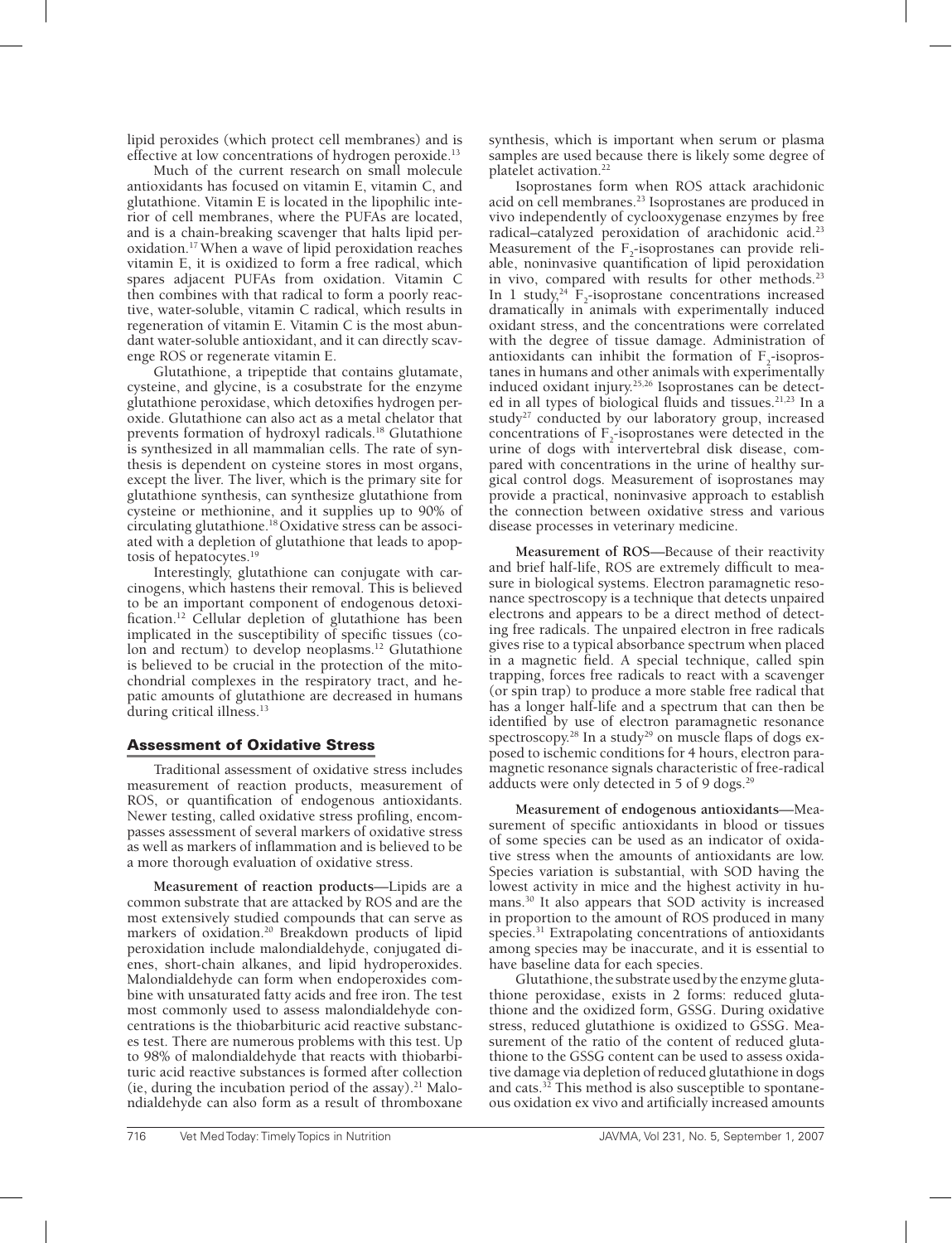lipid peroxides (which protect cell membranes) and is effective at low concentrations of hydrogen peroxide.[13]

Much of the current research on small molecule antioxidants has focused on vitamin E, vitamin C, and glutathione. Vitamin E is located in the lipophilic interior of cell membranes, where the PUFAs are located, and is a chain-breaking scavenger that halts lipid peroxidation.[17] When a wave of lipid peroxidation reaches vitamin E, it is oxidized to form a free radical, which spares adjacent PUFAs from oxidation. Vitamin C then combines with that radical to form a poorly reactive, water-soluble, vitamin C radical, which results in regeneration of vitamin E. Vitamin C is the most abundant water-soluble antioxidant, and it can directly scavenge ROS or regenerate vitamin E.

Glutathione, a tripeptide that contains glutamate, cysteine, and glycine, is a cosubstrate for the enzyme glutathione peroxidase, which detoxifies hydrogen peroxide. Glutathione can also act as a metal chelator that prevents formation of hydroxyl radicals.[18] Glutathione is synthesized in all mammalian cells. The rate of synthesis is dependent on cysteine stores in most organs, except the liver. The liver, which is the primary site for glutathione synthesis, can synthesize glutathione from cysteine or methionine, and it supplies up to 90% of circulating glutathione.[18] Oxidative stress can be associated with a depletion of glutathione that leads to apoptosis of hepatocytes.[19]

Interestingly, glutathione can conjugate with carcinogens, which hastens their removal. This is believed to be an important component of endogenous detoxification.[12] Cellular depletion of glutathione has been implicated in the susceptibility of specific tissues (colon and rectum) to develop neoplasms.[12] Glutathione is believed to be crucial in the protection of the mitochondrial complexes in the respiratory tract, and hepatic amounts of glutathione are decreased in humans during critical illness.[13]

## Assessment of Oxidative Stress

Traditional assessment of oxidative stress includes measurement of reaction products, measurement of ROS, or quantification of endogenous antioxidants. Newer testing, called oxidative stress profiling, encompasses assessment of several markers of oxidative stress as well as markers of inflammation and is believed to be a more thorough evaluation of oxidative stress.

**Measurement of reaction products—**Lipids are a common substrate that are attacked by ROS and are the most extensively studied compounds that can serve as markers of oxidation.[20] Breakdown products of lipid peroxidation include malondialdehyde, conjugated dienes, short-chain alkanes, and lipid hydroperoxides. Malondialdehyde can form when endoperoxides combine with unsaturated fatty acids and free iron. The test most commonly used to assess malondialdehyde concentrations is the thiobarbituric acid reactive substances test. There are numerous problems with this test. Up to 98% of malondialdehyde that reacts with thiobarbituric acid reactive substances is formed after collection (ie, during the incubation period of the assay).[21] Malondialdehyde can also form as a result of thromboxane synthesis, which is important when serum or plasma samples are used because there is likely some degree of platelet activation.[22]

Isoprostanes form when ROS attack arachidonic acid on cell membranes.[23] Isoprostanes are produced in vivo independently of cyclooxygenase enzymes by free radical–catalyzed peroxidation of arachidonic acid.[23] Measurement of the $F_2$-isoprostanes can provide reliable, noninvasive quantification of lipid peroxidation in vivo, compared with results for other methods.[23] In 1 study,[24] $F_2$-isoprostane concentrations increased dramatically in animals with experimentally induced oxidant stress, and the concentrations were correlated with the degree of tissue damage. Administration of antioxidants can inhibit the formation of $F_2$-isoprostanes in humans and other animals with experimentally induced oxidant injury.[25,26] Isoprostanes can be detected in all types of biological fluids and tissues.[21,23] In a study[27] conducted by our laboratory group, increased concentrations of $F_2$-isoprostanes were detected in the urine of dogs with intervertebral disk disease, compared with concentrations in the urine of healthy surgical control dogs. Measurement of isoprostanes may provide a practical, noninvasive approach to establish the connection between oxidative stress and various disease processes in veterinary medicine.

**Measurement of ROS—**Because of their reactivity and brief half-life, ROS are extremely difficult to measure in biological systems. Electron paramagnetic resonance spectroscopy is a technique that detects unpaired electrons and appears to be a direct method of detecting free radicals. The unpaired electron in free radicals gives rise to a typical absorbance spectrum when placed in a magnetic field. A special technique, called spin trapping, forces free radicals to react with a scavenger (or spin trap) to produce a more stable free radical that has a longer half-life and a spectrum that can then be identified by use of electron paramagnetic resonance spectroscopy.[28] In a study[29] on muscle flaps of dogs exposed to ischemic conditions for 4 hours, electron paramagnetic resonance signals characteristic of free-radical adducts were only detected in 5 of 9 dogs.[29]

**Measurement of endogenous antioxidants—**Measurement of specific antioxidants in blood or tissues of some species can be used as an indicator of oxidative stress when the amounts of antioxidants are low. Species variation is substantial, with SOD having the lowest activity in mice and the highest activity in humans.[30] It also appears that SOD activity is increased in proportion to the amount of ROS produced in many species.[31] Extrapolating concentrations of antioxidants among species may be inaccurate, and it is essential to have baseline data for each species.

Glutathione, the substrate used by the enzyme glutathione peroxidase, exists in 2 forms: reduced glutathione and the oxidized form, GSSG. During oxidative stress, reduced glutathione is oxidized to GSSG. Measurement of the ratio of the content of reduced glutathione to the GSSG content can be used to assess oxidative damage via depletion of reduced glutathione in dogs and cats.[32] This method is also susceptible to spontaneous oxidation ex vivo and artificially increased amounts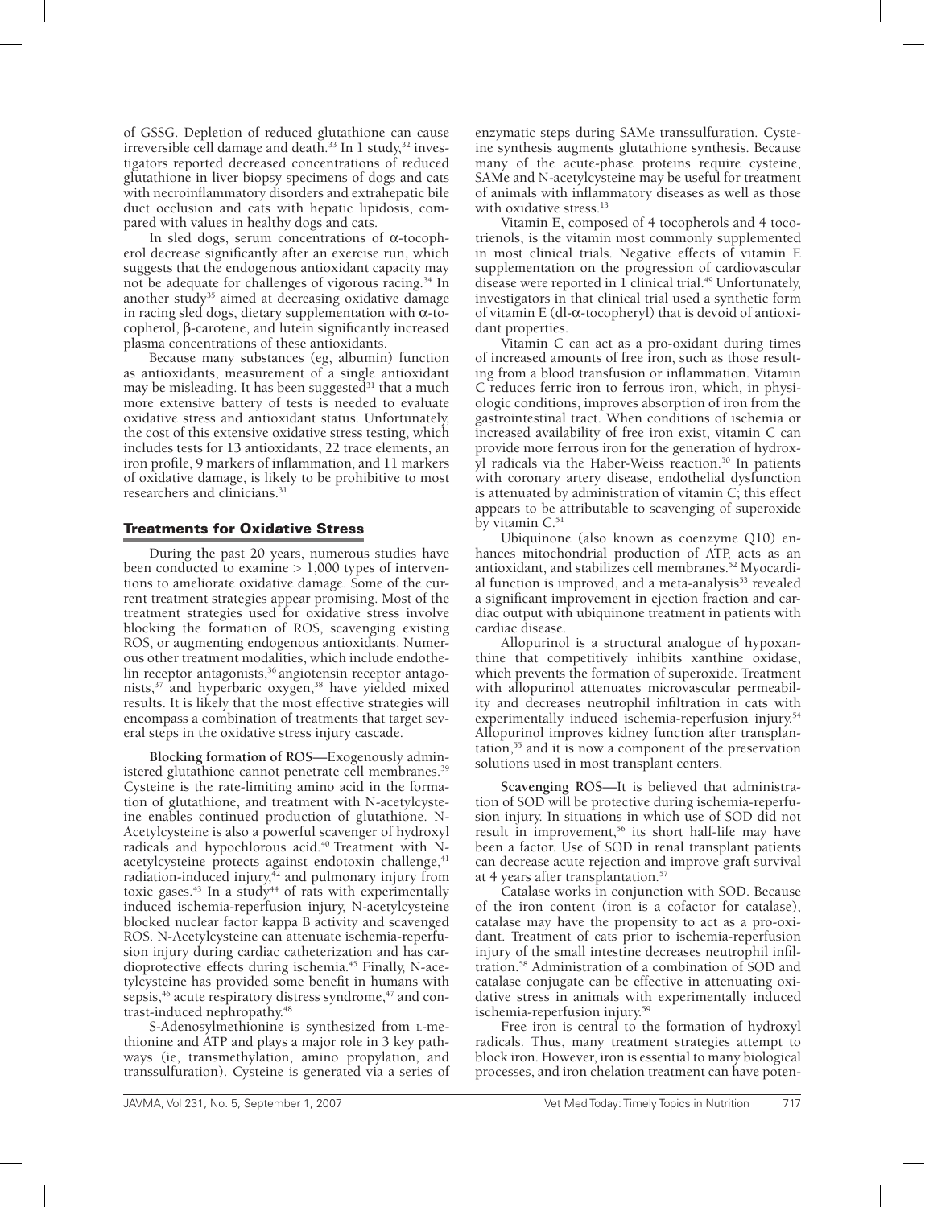of GSSG. Depletion of reduced glutathione can cause irreversible cell damage and death.[33] In 1 study,[32] investigators reported decreased concentrations of reduced glutathione in liver biopsy specimens of dogs and cats with necroinflammatory disorders and extrahepatic bile duct occlusion and cats with hepatic lipidosis, compared with values in healthy dogs and cats.

In sled dogs, serum concentrations of α-tocopherol decrease significantly after an exercise run, which suggests that the endogenous antioxidant capacity may not be adequate for challenges of vigorous racing.[34] In another study[35] aimed at decreasing oxidative damage in racing sled dogs, dietary supplementation with α-tocopherol, β-carotene, and lutein significantly increased plasma concentrations of these antioxidants.

Because many substances (eg, albumin) function as antioxidants, measurement of a single antioxidant may be misleading. It has been suggested[31] that a much more extensive battery of tests is needed to evaluate oxidative stress and antioxidant status. Unfortunately, the cost of this extensive oxidative stress testing, which includes tests for 13 antioxidants, 22 trace elements, an iron profile, 9 markers of inflammation, and 11 markers of oxidative damage, is likely to be prohibitive to most researchers and clinicians.[31]

## Treatments for Oxidative Stress

During the past 20 years, numerous studies have been conducted to examine > 1,000 types of interventions to ameliorate oxidative damage. Some of the current treatment strategies appear promising. Most of the treatment strategies used for oxidative stress involve blocking the formation of ROS, scavenging existing ROS, or augmenting endogenous antioxidants. Numerous other treatment modalities, which include endothelin receptor antagonists,[36] angiotensin receptor antagonists,[37] and hyperbaric oxygen,[38] have yielded mixed results. It is likely that the most effective strategies will encompass a combination of treatments that target several steps in the oxidative stress injury cascade.

**Blocking formation of ROS**—Exogenously administered glutathione cannot penetrate cell membranes.[39] Cysteine is the rate-limiting amino acid in the formation of glutathione, and treatment with N-acetylcysteine enables continued production of glutathione. N-Acetylcysteine is also a powerful scavenger of hydroxyl radicals and hypochlorous acid.[40] Treatment with N-acetylcysteine protects against endotoxin challenge,[41] radiation-induced injury,[42] and pulmonary injury from toxic gases.[43] In a study[44] of rats with experimentally induced ischemia-reperfusion injury, N-acetylcysteine blocked nuclear factor kappa B activity and scavenged ROS. N-Acetylcysteine can attenuate ischemia-reperfusion injury during cardiac catheterization and has cardioprotective effects during ischemia.[45] Finally, N-acetylcysteine has provided some benefit in humans with sepsis,[46] acute respiratory distress syndrome,[47] and contrast-induced nephropathy.[48]

S-Adenosylmethionine is synthesized from L-methionine and ATP and plays a major role in 3 key pathways (ie, transmethylation, amino propylation, and transsulfuration). Cysteine is generated via a series of enzymatic steps during SAMe transsulfuration. Cysteine synthesis augments glutathione synthesis. Because many of the acute-phase proteins require cysteine, SAMe and N-acetylcysteine may be useful for treatment of animals with inflammatory diseases as well as those with oxidative stress.[13]

Vitamin E, composed of 4 tocopherols and 4 tocotrienols, is the vitamin most commonly supplemented in most clinical trials. Negative effects of vitamin E supplementation on the progression of cardiovascular disease were reported in 1 clinical trial.[49] Unfortunately, investigators in that clinical trial used a synthetic form of vitamin E (dl-α-tocopheryl) that is devoid of antioxidant properties.

Vitamin C can act as a pro-oxidant during times of increased amounts of free iron, such as those resulting from a blood transfusion or inflammation. Vitamin C reduces ferric iron to ferrous iron, which, in physiologic conditions, improves absorption of iron from the gastrointestinal tract. When conditions of ischemia or increased availability of free iron exist, vitamin C can provide more ferrous iron for the generation of hydroxyl radicals via the Haber-Weiss reaction.[50] In patients with coronary artery disease, endothelial dysfunction is attenuated by administration of vitamin C; this effect appears to be attributable to scavenging of superoxide by vitamin C.[51]

Ubiquinone (also known as coenzyme Q10) enhances mitochondrial production of ATP, acts as an antioxidant, and stabilizes cell membranes.[52] Myocardial function is improved, and a meta-analysis[53] revealed a significant improvement in ejection fraction and cardiac output with ubiquinone treatment in patients with cardiac disease.

Allopurinol is a structural analogue of hypoxanthine that competitively inhibits xanthine oxidase, which prevents the formation of superoxide. Treatment with allopurinol attenuates microvascular permeability and decreases neutrophil infiltration in cats with experimentally induced ischemia-reperfusion injury.[54] Allopurinol improves kidney function after transplantation,[55] and it is now a component of the preservation solutions used in most transplant centers.

**Scavenging ROS**—It is believed that administration of SOD will be protective during ischemia-reperfusion injury. In situations in which use of SOD did not result in improvement,[56] its short half-life may have been a factor. Use of SOD in renal transplant patients can decrease acute rejection and improve graft survival at 4 years after transplantation.[57]

Catalase works in conjunction with SOD. Because of the iron content (iron is a cofactor for catalase), catalase may have the propensity to act as a pro-oxidant. Treatment of cats prior to ischemia-reperfusion injury of the small intestine decreases neutrophil infiltration.[58] Administration of a combination of SOD and catalase conjugate can be effective in attenuating oxidative stress in animals with experimentally induced ischemia-reperfusion injury.[59]

Free iron is central to the formation of hydroxyl radicals. Thus, many treatment strategies attempt to block iron. However, iron is essential to many biological processes, and iron chelation treatment can have poten-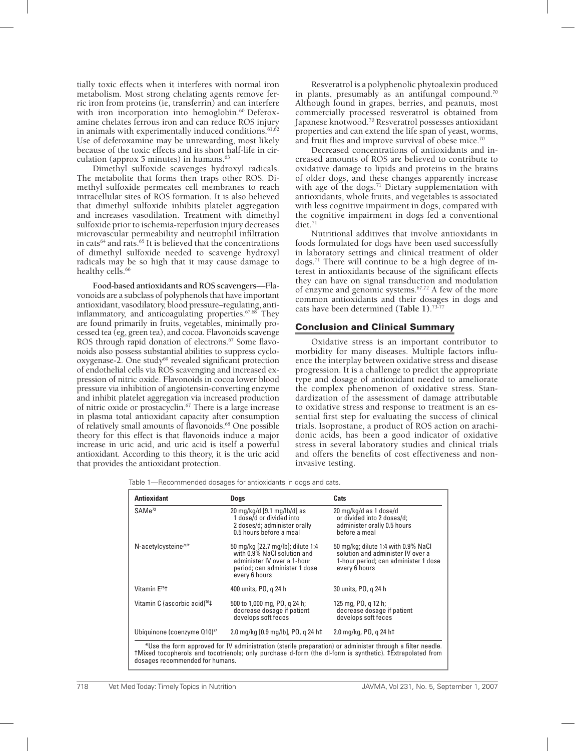tially toxic effects when it interferes with normal iron metabolism. Most strong chelating agents remove ferric iron from proteins (ie, transferrin) and can interfere with iron incorporation into hemoglobin.[60] Deferoxamine chelates ferrous iron and can reduce ROS injury in animals with experimentally induced conditions.[61,62] Use of deferoxamine may be unrewarding, most likely because of the toxic effects and its short half-life in circulation (approx 5 minutes) in humans.[63]

Dimethyl sulfoxide scavenges hydroxyl radicals. The metabolite that forms then traps other ROS. Dimethyl sulfoxide permeates cell membranes to reach intracellular sites of ROS formation. It is also believed that dimethyl sulfoxide inhibits platelet aggregation and increases vasodilation. Treatment with dimethyl sulfoxide prior to ischemia-reperfusion injury decreases microvascular permeability and neutrophil infiltration in cats[64] and rats.[65] It is believed that the concentrations of dimethyl sulfoxide needed to scavenge hydroxyl radicals may be so high that it may cause damage to healthy cells.[66]

**Food-based antioxidants and ROS scavengers**—Flavonoids are a subclass of polyphenols that have important antioxidant, vasodilatory, blood pressure–regulating, anti-inflammatory, and anticoagulating properties.[67,68] They are found primarily in fruits, vegetables, minimally processed tea (eg, green tea), and cocoa. Flavonoids scavenge ROS through rapid donation of electrons.[67] Some flavonoids also possess substantial abilities to suppress cyclooxygenase-2. One study[69] revealed significant protection of endothelial cells via ROS scavenging and increased expression of nitric oxide. Flavonoids in cocoa lower blood pressure via inhibition of angiotensin-converting enzyme and inhibit platelet aggregation via increased production of nitric oxide or prostacyclin.[67] There is a large increase in plasma total antioxidant capacity after consumption of relatively small amounts of flavonoids.[68] One possible theory for this effect is that flavonoids induce a major increase in uric acid, and uric acid is itself a powerful antioxidant. According to this theory, it is the uric acid that provides the antioxidant protection.

Resveratrol is a polyphenolic phytoalexin produced in plants, presumably as an antifungal compound.[70] Although found in grapes, berries, and peanuts, most commercially processed resveratrol is obtained from Japanese knotwood.[70] Resveratrol possesses antioxidant properties and can extend the life span of yeast, worms, and fruit flies and improve survival of obese mice.[70]

Decreased concentrations of antioxidants and increased amounts of ROS are believed to contribute to oxidative damage to lipids and proteins in the brains of older dogs, and these changes apparently increase with age of the dogs.[71] Dietary supplementation with antioxidants, whole fruits, and vegetables is associated with less cognitive impairment in dogs, compared with the cognitive impairment in dogs fed a conventional diet.[71]

Nutritional additives that involve antioxidants in foods formulated for dogs have been used successfully in laboratory settings and clinical treatment of older dogs.[71] There will continue to be a high degree of interest in antioxidants because of the significant effects they can have on signal transduction and modulation of enzyme and genomic systems.[67,72] A few of the more common antioxidants and their dosages in dogs and cats have been determined (**Table 1**).[73-77]

## Conclusion and Clinical Summary

Oxidative stress is an important contributor to morbidity for many diseases. Multiple factors influence the interplay between oxidative stress and disease progression. It is a challenge to predict the appropriate type and dosage of antioxidant needed to ameliorate the complex phenomenon of oxidative stress. Standardization of the assessment of damage attributable to oxidative stress and response to treatment is an essential first step for evaluating the success of clinical trials. Isoprostane, a product of ROS action on arachidonic acids, has been a good indicator of oxidative stress in several laboratory studies and clinical trials and offers the benefits of cost effectiveness and noninvasive testing.

Table 1—Recommended dosages for antioxidants in dogs and cats.

| Antioxidant | Dogs | Cats |
|---|---|---|
| SAMe[73] | 20 mg/kg/d [9.1 mg/lb/d] as 1 dose/d or divided into 2 doses/d; administer orally 0.5 hours before a meal | 20 mg/kg/d as 1 dose/d or divided into 2 doses/d; administer orally 0.5 hours before a meal |
| N-acetylcysteine[74]* | 50 mg/kg [22.7 mg/lb]; dilute 1:4 with 0.9% NaCl solution and administer IV over a 1-hour period; can administer 1 dose every 6 hours | 50 mg/kg; dilute 1:4 with 0.9% NaCl solution and administer IV over a 1-hour period; can administer 1 dose every 6 hours |
| Vitamin E[75]† | 400 units, PO, q 24 h | 30 units, PO, q 24 h |
| Vitamin C (ascorbic acid)[76]‡ | 500 to 1,000 mg, PO, q 24 h; decrease dosage if patient develops soft feces | 125 mg, PO, q 12 h; decrease dosage if patient develops soft feces |
| Ubiquinone (coenzyme Q10)[77] | 2.0 mg/kg [0.9 mg/lb], PO, q 24 h‡ | 2.0 mg/kg, PO, q 24 h‡ |

*Use the form approved for IV administration (sterile preparation) or administer through a filter needle. †Mixed tocopherols and tocotrienols; only purchase d-form (the dl-form is synthetic). ‡Extrapolated from dosages recommended for humans.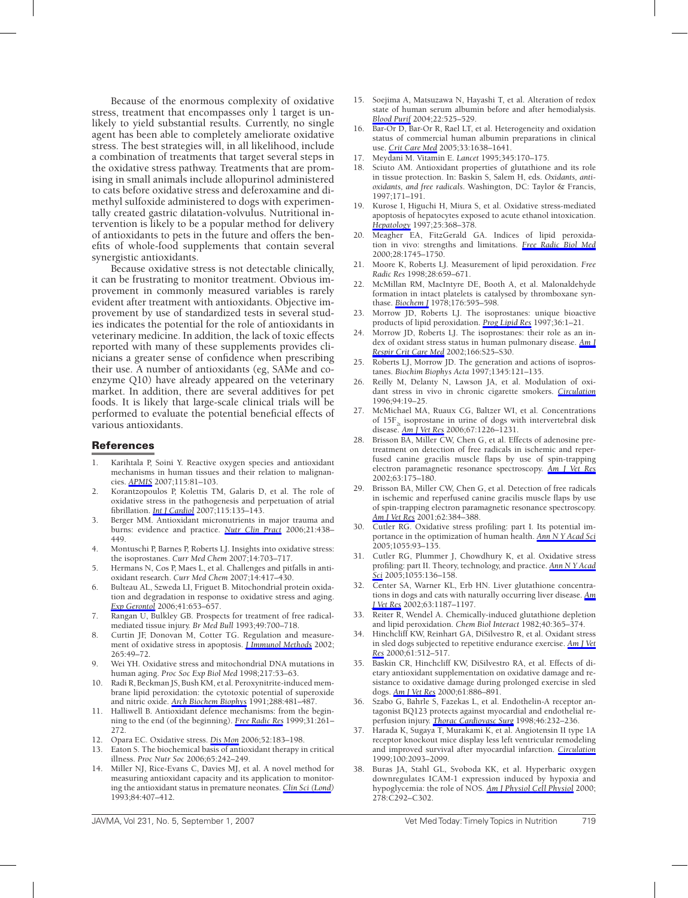Because of the enormous complexity of oxidative stress, treatment that encompasses only 1 target is unlikely to yield substantial results. Currently, no single agent has been able to completely ameliorate oxidative stress. The best strategies will, in all likelihood, include a combination of treatments that target several steps in the oxidative stress pathway. Treatments that are promising in small animals include allopurinol administered to cats before oxidative stress and deferoxamine and dimethyl sulfoxide administered to dogs with experimentally created gastric dilatation-volvulus. Nutritional intervention is likely to be a popular method for delivery of antioxidants to pets in the future and offers the benefits of whole-food supplements that contain several synergistic antioxidants.

Because oxidative stress is not detectable clinically, it can be frustrating to monitor treatment. Obvious improvement in commonly measured variables is rarely evident after treatment with antioxidants. Objective improvement by use of standardized tests in several studies indicates the potential for the role of antioxidants in veterinary medicine. In addition, the lack of toxic effects reported with many of these supplements provides clinicians a greater sense of confidence when prescribing their use. A number of antioxidants (eg, SAMe and coenzyme Q10) have already appeared on the veterinary market. In addition, there are several additives for pet foods. It is likely that large-scale clinical trials will be performed to evaluate the potential beneficial effects of various antioxidants.

## References

1. Karihtala P, Soini Y. Reactive oxygen species and antioxidant mechanisms in human tissues and their relation to malignancies. *APMIS* 2007;115:81–103.
2. Korantzopoulos P, Kolettis TM, Galaris D, et al. The role of oxidative stress in the pathogenesis and perpetuation of atrial fibrillation. *Int J Cardiol* 2007;115:135–143.
3. Berger MM. Antioxidant micronutrients in major trauma and burns: evidence and practice. *Nutr Clin Pract* 2006;21:438–449.
4. Montuschi P, Barnes P, Roberts LJ. Insights into oxidative stress: the isoprostanes. *Curr Med Chem* 2007;14:703–717.
5. Hermans N, Cos P, Maes L, et al. Challenges and pitfalls in antioxidant research. *Curr Med Chem* 2007;14:417–430.
6. Bulteau AL, Szweda LI, Friguet B. Mitochondrial protein oxidation and degradation in response to oxidative stress and aging. *Exp Gerontol* 2006;41:653–657.
7. Rangan U, Bulkley GB. Prospects for treatment of free radical-mediated tissue injury. *Br Med Bull* 1993;49:700–718.
8. Curtin JF, Donovan M, Cotter TG. Regulation and measurement of oxidative stress in apoptosis. *J Immunol Methods* 2002; 265:49–72.
9. Wei YH. Oxidative stress and mitochondrial DNA mutations in human aging. *Proc Soc Exp Biol Med* 1998;217:53–63.
10. Radi R, Beckman JS, Bush KM, et al. Peroxynitrite-induced membrane lipid peroxidation: the cytotoxic potential of superoxide and nitric oxide. *Arch Biochem Biophys* 1991;288:481–487.
11. Halliwell B. Antioxidant defence mechanisms: from the beginning to the end (of the beginning). *Free Radic Res* 1999;31:261–272.
12. Opara EC. Oxidative stress. *Dis Mon* 2006;52:183–198.
13. Eaton S. The biochemical basis of antioxidant therapy in critical illness. *Proc Nutr Soc* 2006;65:242–249.
14. Miller NJ, Rice-Evans C, Davies MJ, et al. A novel method for measuring antioxidant capacity and its application to monitoring the antioxidant status in premature neonates. *Clin Sci (Lond)* 1993;84:407–412.
15. Soejima A, Matsuzawa N, Hayashi T, et al. Alteration of redox state of human serum albumin before and after hemodialysis. *Blood Purif* 2004;22:525–529.
16. Bar-Or D, Bar-Or R, Rael LT, et al. Heterogeneity and oxidation status of commercial human albumin preparations in clinical use. *Crit Care Med* 2005;33:1638–1641.
17. Meydani M. Vitamin E. *Lancet* 1995;345:170–175.
18. Sciuto AM. Antioxidant properties of glutathione and its role in tissue protection. In: Baskin S, Salem H, eds. *Oxidants, antioxidants, and free radicals*. Washington, DC: Taylor & Francis, 1997;171–191.
19. Kurose I, Higuchi H, Miura S, et al. Oxidative stress-mediated apoptosis of hepatocytes exposed to acute ethanol intoxication. *Hepatology* 1997;25:368–378.
20. Meagher EA, FitzGerald GA. Indices of lipid peroxidation in vivo: strengths and limitations. *Free Radic Biol Med* 2000;28:1745–1750.
21. Moore K, Roberts LJ. Measurement of lipid peroxidation. *Free Radic Res* 1998;28:659–671.
22. McMillan RM, MacIntyre DE, Booth A, et al. Malonaldehyde formation in intact platelets is catalysed by thromboxane synthase. *Biochem J* 1978;176:595–598.
23. Morrow JD, Roberts LJ. The isoprostanes: unique bioactive products of lipid peroxidation. *Prog Lipid Res* 1997;36:1–21.
24. Morrow JD, Roberts LJ. The isoprostanes: their role as an index of oxidant stress status in human pulmonary disease. *Am J Respir Crit Care Med* 2002;166:S25–S30.
25. Roberts LJ, Morrow JD. The generation and actions of isoprostanes. *Biochim Biophys Acta* 1997;1345:121–135.
26. Reilly M, Delanty N, Lawson JA, et al. Modulation of oxidant stress in vivo in chronic cigarette smokers. *Circulation* 1996;94:19–25.
27. McMichael MA, Ruaux CG, Baltzer WI, et al. Concentrations of $15F_{2t}$ isoprostane in urine of dogs with intervertebral disk disease. *Am J Vet Res* 2006;67:1226–1231.
28. Brisson BA, Miller CW, Chen G, et al. Effects of adenosine pretreatment on detection of free radicals in ischemic and reperfused canine gracilis muscle flaps by use of spin-trapping electron paramagnetic resonance spectroscopy. *Am J Vet Res* 2002;63:175–180.
29. Brisson BA, Miller CW, Chen G, et al. Detection of free radicals in ischemic and reperfused canine gracilis muscle flaps by use of spin-trapping electron paramagnetic resonance spectroscopy. *Am J Vet Res* 2001;62:384–388.
30. Cutler RG. Oxidative stress profiling: part I. Its potential importance in the optimization of human health. *Ann N Y Acad Sci* 2005;1055:93–135.
31. Cutler RG, Plummer J, Chowdhury K, et al. Oxidative stress profiling: part II. Theory, technology, and practice. *Ann N Y Acad Sci* 2005;1055:136–158.
32. Center SA, Warner KL, Erb HN. Liver glutathione concentrations in dogs and cats with naturally occurring liver disease. *Am J Vet Res* 2002;63:1187–1197.
33. Reiter R, Wendel A. Chemically-induced glutathione depletion and lipid peroxidation. *Chem Biol Interact* 1982;40:365–374.
34. Hinchcliff KW, Reinhart GA, DiSilvestro R, et al. Oxidant stress in sled dogs subjected to repetitive endurance exercise. *Am J Vet Res* 2000;61:512–517.
35. Baskin CR, Hinchcliff KW, DiSilvestro RA, et al. Effects of dietary antioxidant supplementation on oxidative damage and resistance to oxidative damage during prolonged exercise in sled dogs. *Am J Vet Res* 2000;61:886–891.
36. Szabo G, Bahrle S, Fazekas L, et al. Endothelin-A receptor antagonist BQ123 protects against myocardial and endothelial reperfusion injury. *Thorac Cardiovasc Surg* 1998;46:232–236.
37. Harada K, Sugaya T, Murakami K, et al. Angiotensin II type 1A receptor knockout mice display less left ventricular remodeling and improved survival after myocardial infarction. *Circulation* 1999;100:2093–2099.
38. Buras JA, Stahl GL, Svoboda KK, et al. Hyperbaric oxygen downregulates ICAM-1 expression induced by hypoxia and hypoglycemia: the role of NOS. *Am J Physiol Cell Physiol* 2000; 278:C292–C302.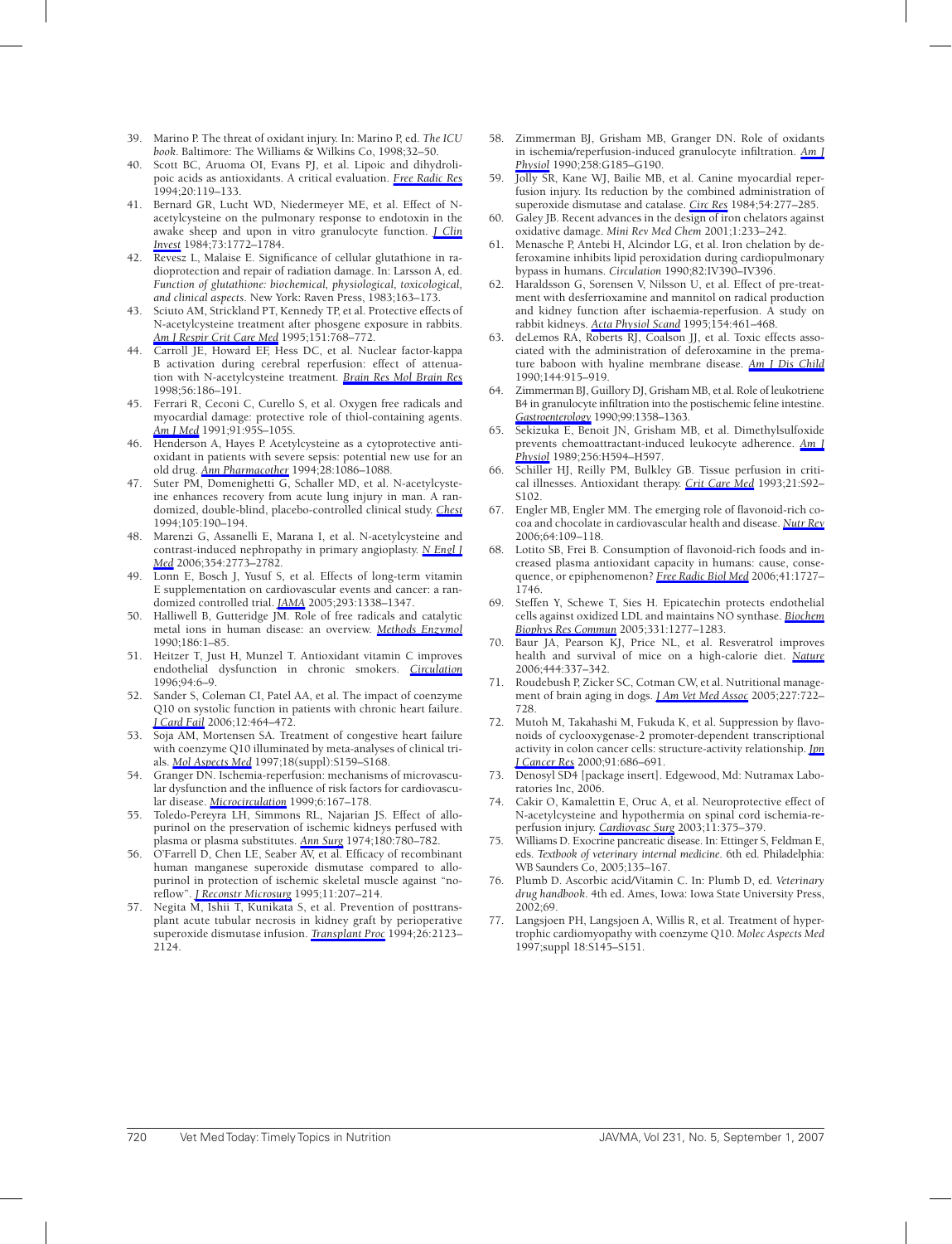39. Marino P. The threat of oxidant injury. In: Marino P, ed. *The ICU book*. Baltimore: The Williams & Wilkins Co, 1998;32–50.
40. Scott BC, Aruoma OI, Evans PJ, et al. Lipoic and dihydrolipoic acids as antioxidants. A critical evaluation. *Free Radic Res* 1994;20:119–133.
41. Bernard GR, Lucht WD, Niedermeyer ME, et al. Effect of N-acetylcysteine on the pulmonary response to endotoxin in the awake sheep and upon in vitro granulocyte function. *J Clin Invest* 1984;73:1772–1784.
42. Revesz L, Malaise E. Significance of cellular glutathione in radioprotection and repair of radiation damage. In: Larsson A, ed. *Function of glutathione: biochemical, physiological, toxicological, and clinical aspects*. New York: Raven Press, 1983;163–173.
43. Sciuto AM, Strickland PT, Kennedy TP, et al. Protective effects of N-acetylcysteine treatment after phosgene exposure in rabbits. *Am J Respir Crit Care Med* 1995;151:768–772.
44. Carroll JE, Howard EF, Hess DC, et al. Nuclear factor-kappa B activation during cerebral reperfusion: effect of attenuation with N-acetylcysteine treatment. *Brain Res Mol Brain Res* 1998;56:186–191.
45. Ferrari R, Ceconi C, Curello S, et al. Oxygen free radicals and myocardial damage: protective role of thiol-containing agents. *Am J Med* 1991;91:95S–105S.
46. Henderson A, Hayes P. Acetylcysteine as a cytoprotective antioxidant in patients with severe sepsis: potential new use for an old drug. *Ann Pharmacother* 1994;28:1086–1088.
47. Suter PM, Domenighetti G, Schaller MD, et al. N-acetylcysteine enhances recovery from acute lung injury in man. A randomized, double-blind, placebo-controlled clinical study. *Chest* 1994;105:190–194.
48. Marenzi G, Assanelli E, Marana I, et al. N-acetylcysteine and contrast-induced nephropathy in primary angioplasty. *N Engl J Med* 2006;354:2773–2782.
49. Lonn E, Bosch J, Yusuf S, et al. Effects of long-term vitamin E supplementation on cardiovascular events and cancer: a randomized controlled trial. *JAMA* 2005;293:1338–1347.
50. Halliwell B, Gutteridge JM. Role of free radicals and catalytic metal ions in human disease: an overview. *Methods Enzymol* 1990;186:1–85.
51. Heitzer T, Just H, Munzel T. Antioxidant vitamin C improves endothelial dysfunction in chronic smokers. *Circulation* 1996;94:6–9.
52. Sander S, Coleman CI, Patel AA, et al. The impact of coenzyme Q10 on systolic function in patients with chronic heart failure. *J Card Fail* 2006;12:464–472.
53. Soja AM, Mortensen SA. Treatment of congestive heart failure with coenzyme Q10 illuminated by meta-analyses of clinical trials. *Mol Aspects Med* 1997;18(suppl):S159–S168.
54. Granger DN. Ischemia-reperfusion: mechanisms of microvascular dysfunction and the influence of risk factors for cardiovascular disease. *Microcirculation* 1999;6:167–178.
55. Toledo-Pereyra LH, Simmons RL, Najarian JS. Effect of allopurinol on the preservation of ischemic kidneys perfused with plasma or plasma substitutes. *Ann Surg* 1974;180:780–782.
56. O'Farrell D, Chen LE, Seaber AV, et al. Efficacy of recombinant human manganese superoxide dismutase compared to allopurinol in protection of ischemic skeletal muscle against "no-reflow". *J Reconstr Microsurg* 1995;11:207–214.
57. Negita M, Ishii T, Kunikata S, et al. Prevention of posttransplant acute tubular necrosis in kidney graft by perioperative superoxide dismutase infusion. *Transplant Proc* 1994;26:2123–2124.
58. Zimmerman BJ, Grisham MB, Granger DN. Role of oxidants in ischemia/reperfusion-induced granulocyte infiltration. *Am J Physiol* 1990;258:G185–G190.
59. Jolly SR, Kane WJ, Bailie MB, et al. Canine myocardial reperfusion injury. Its reduction by the combined administration of superoxide dismutase and catalase. *Circ Res* 1984;54:277–285.
60. Galey JB. Recent advances in the design of iron chelators against oxidative damage. *Mini Rev Med Chem* 2001;1:233–242.
61. Menasche P, Antebi H, Alcindor LG, et al. Iron chelation by deferoxamine inhibits lipid peroxidation during cardiopulmonary bypass in humans. *Circulation* 1990;82:IV390–IV396.
62. Haraldsson G, Sorensen V, Nilsson U, et al. Effect of pre-treatment with desferrioxamine and mannitol on radical production and kidney function after ischaemia-reperfusion. A study on rabbit kidneys. *Acta Physiol Scand* 1995;154:461–468.
63. deLemos RA, Roberts RJ, Coalson JJ, et al. Toxic effects associated with the administration of deferoxamine in the premature baboon with hyaline membrane disease. *Am J Dis Child* 1990;144:915–919.
64. Zimmerman BJ, Guillory DJ, Grisham MB, et al. Role of leukotriene B4 in granulocyte infiltration into the postischemic feline intestine. *Gastroenterology* 1990;99:1358–1363.
65. Sekizuka E, Benoit JN, Grisham MB, et al. Dimethylsulfoxide prevents chemoattractant-induced leukocyte adherence. *Am J Physiol* 1989;256:H594–H597.
66. Schiller HJ, Reilly PM, Bulkley GB. Tissue perfusion in critical illnesses. Antioxidant therapy. *Crit Care Med* 1993;21:S92–S102.
67. Engler MB, Engler MM. The emerging role of flavonoid-rich cocoa and chocolate in cardiovascular health and disease. *Nutr Rev* 2006;64:109–118.
68. Lotito SB, Frei B. Consumption of flavonoid-rich foods and increased plasma antioxidant capacity in humans: cause, consequence, or epiphenomenon? *Free Radic Biol Med* 2006;41:1727–1746.
69. Steffen Y, Schewe T, Sies H. Epicatechin protects endothelial cells against oxidized LDL and maintains NO synthase. *Biochem Biophys Res Commun* 2005;331:1277–1283.
70. Baur JA, Pearson KJ, Price NL, et al. Resveratrol improves health and survival of mice on a high-calorie diet. *Nature* 2006;444:337–342.
71. Roudebush P, Zicker SC, Cotman CW, et al. Nutritional management of brain aging in dogs. *J Am Vet Med Assoc* 2005;227:722–728.
72. Mutoh M, Takahashi M, Fukuda K, et al. Suppression by flavonoids of cyclooxygenase-2 promoter-dependent transcriptional activity in colon cancer cells: structure-activity relationship. *Jpn J Cancer Res* 2000;91:686–691.
73. Denosyl SD4 [package insert]. Edgewood, Md: Nutramax Laboratories Inc, 2006.
74. Cakir O, Kamalettin E, Oruc A, et al. Neuroprotective effect of N-acetylcysteine and hypothermia on spinal cord ischemia-reperfusion injury. *Cardiovasc Surg* 2003;11:375–379.
75. Williams D. Exocrine pancreatic disease. In: Ettinger S, Feldman E, eds. *Textbook of veterinary internal medicine*. 6th ed. Philadelphia: WB Saunders Co, 2005;135–167.
76. Plumb D. Ascorbic acid/Vitamin C. In: Plumb D, ed. *Veterinary drug handbook*. 4th ed. Ames, Iowa: Iowa State University Press, 2002;69.
77. Langsjoen PH, Langsjoen A, Willis R, et al. Treatment of hypertrophic cardiomyopathy with coenzyme Q10. *Molec Aspects Med* 1997;suppl 18:S145–S151.